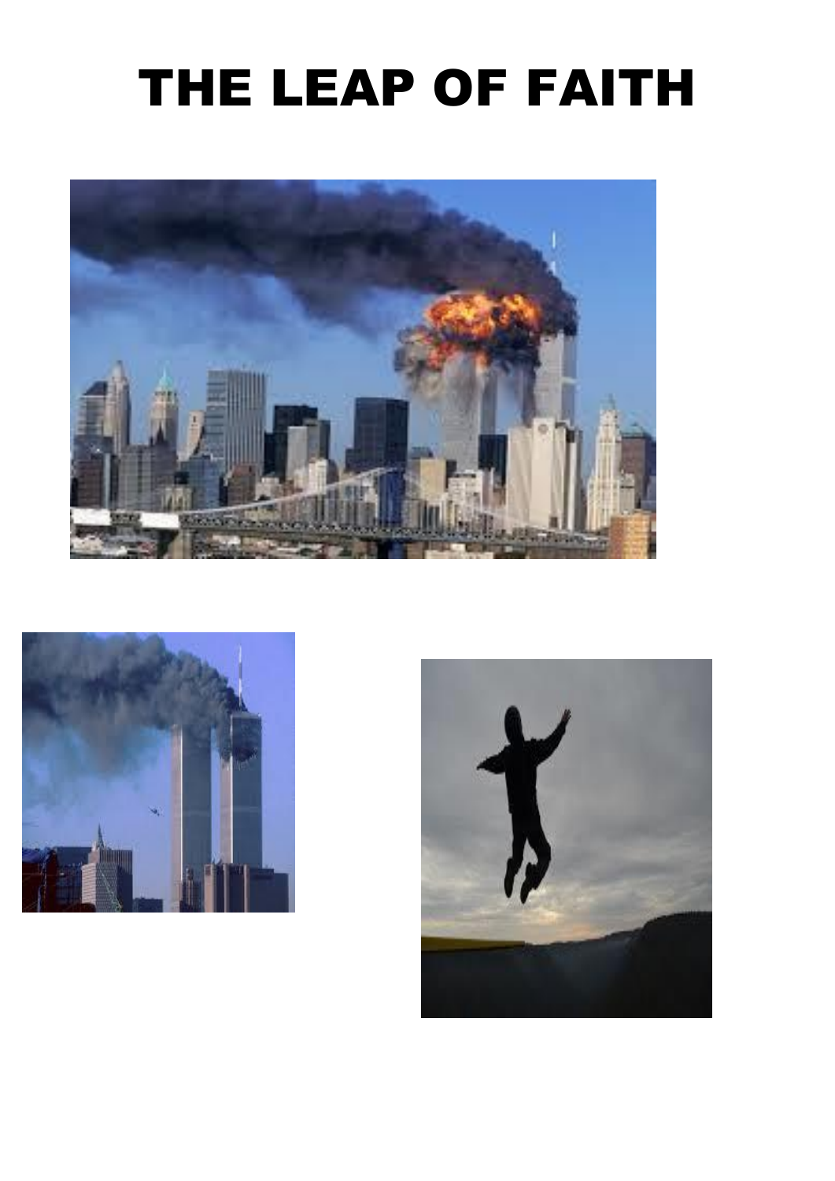# THE LEAP OF FAITH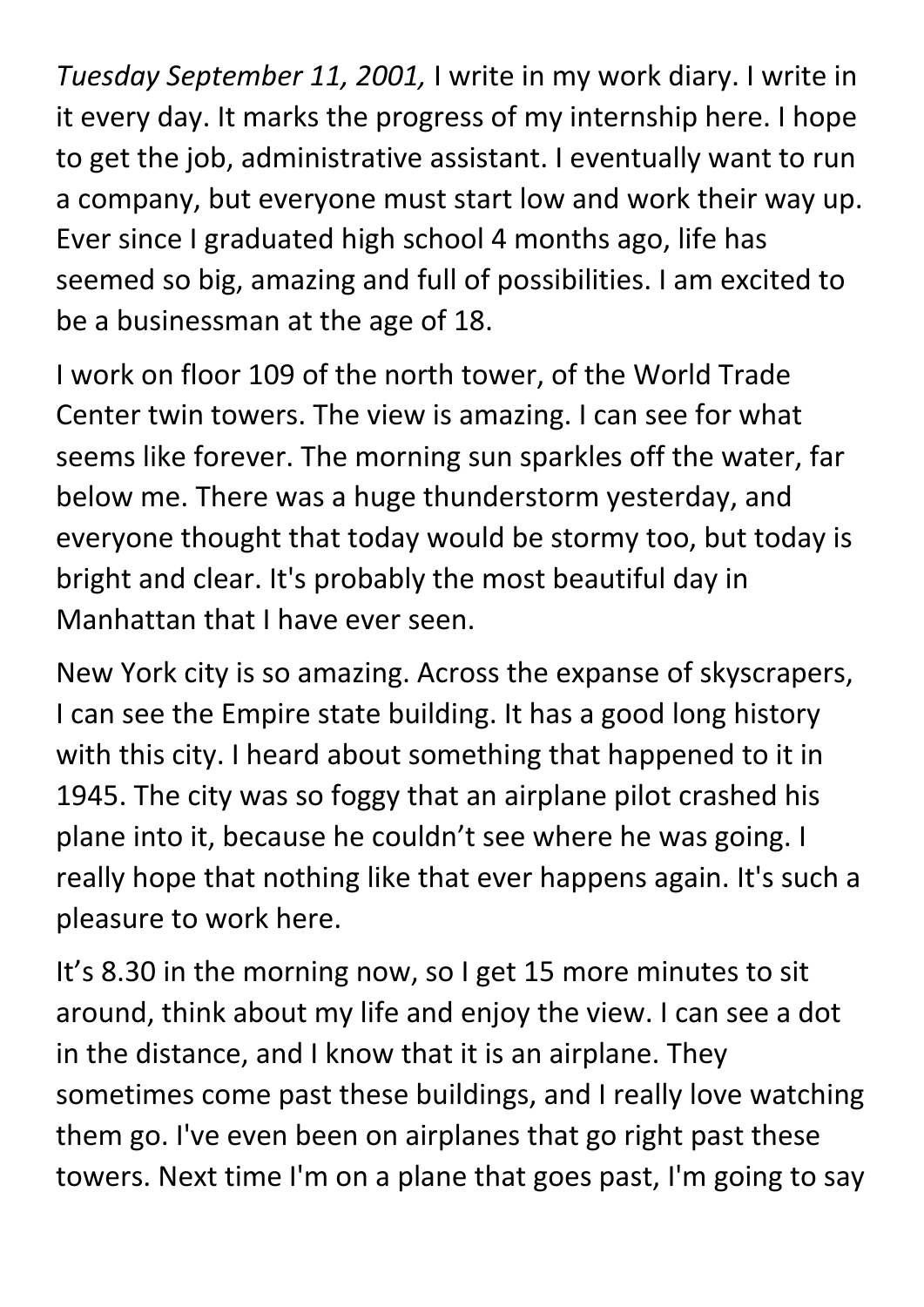*Tuesday September 11, 2001,* I write in my work diary. I write in it every day. It marks the progress of my internship here. I hope to get the job, administrative assistant. I eventually want to run a company, but everyone must start low and work their way up. Ever since I graduated high school 4 months ago, life has seemed so big, amazing and full of possibilities. I am excited to be a businessman at the age of 18.

I work on floor 109 of the north tower, of the World Trade Center twin towers. The view is amazing. I can see for what seems like forever. The morning sun sparkles off the water, far below me. There was a huge thunderstorm yesterday, and everyone thought that today would be stormy too, but today is bright and clear. It's probably the most beautiful day in Manhattan that I have ever seen.

New York city is so amazing. Across the expanse of skyscrapers, I can see the Empire state building. It has a good long history with this city. I heard about something that happened to it in 1945. The city was so foggy that an airplane pilot crashed his plane into it, because he couldn't see where he was going. I really hope that nothing like that ever happens again. It's such a pleasure to work here.

It's 8.30 in the morning now, so I get 15 more minutes to sit around, think about my life and enjoy the view. I can see a dot in the distance, and I know that it is an airplane. They sometimes come past these buildings, and I really love watching them go. I've even been on airplanes that go right past these towers. Next time I'm on a plane that goes past, I'm going to say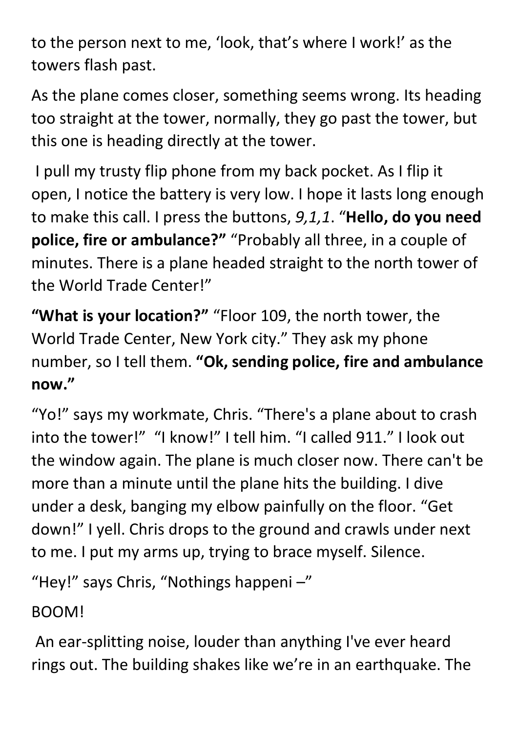to the person next to me, 'look, that's where I work!' as the towers flash past.

As the plane comes closer, something seems wrong. Its heading too straight at the tower, normally, they go past the tower, but this one is heading directly at the tower.

I pull my trusty flip phone from my back pocket. As I flip it open, I notice the battery is very low. I hope it lasts long enough to make this call. I press the buttons, *9,1,1*. "**Hello, do you need police, fire or ambulance?"** "Probably all three, in a couple of minutes. There is a plane headed straight to the north tower of the World Trade Center!"

**"What is your location?"** "Floor 109, the north tower, the World Trade Center, New York city." They ask my phone number, so I tell them. **"Ok, sending police, fire and ambulance now."**

"Yo!" says my workmate, Chris. "There's a plane about to crash into the tower!" "I know!" I tell him. "I called 911." I look out the window again. The plane is much closer now. There can't be more than a minute until the plane hits the building. I dive under a desk, banging my elbow painfully on the floor. "Get down!" I yell. Chris drops to the ground and crawls under next to me. I put my arms up, trying to brace myself. Silence.

"Hey!" says Chris, "Nothings happeni –"

BOOM!

An ear-splitting noise, louder than anything I've ever heard rings out. The building shakes like we're in an earthquake. The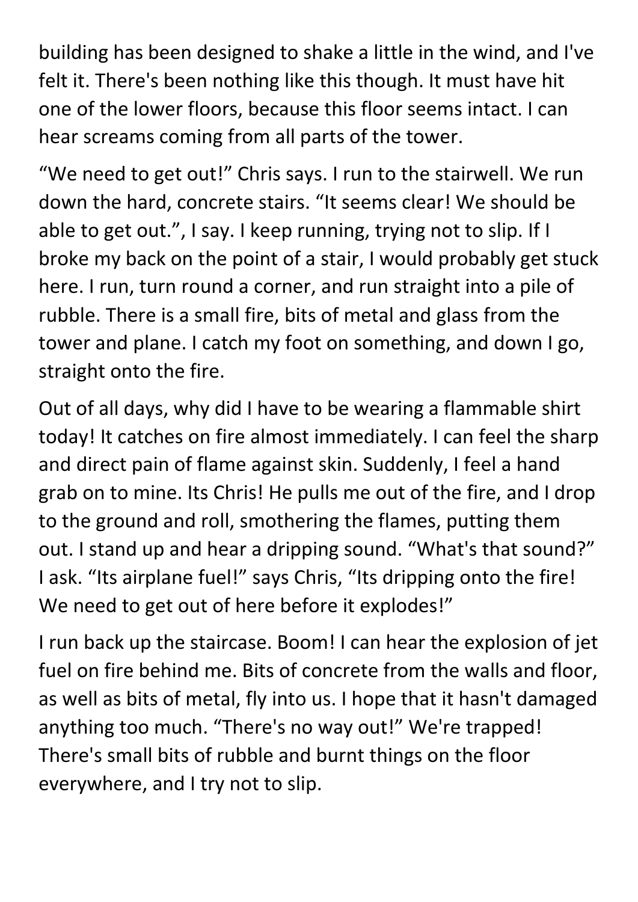building has been designed to shake a little in the wind, and I've felt it. There's been nothing like this though. It must have hit one of the lower floors, because this floor seems intact. I can hear screams coming from all parts of the tower.

“We need to get out!” Chris says. I run to the stairwell. We run down the hard, concrete stairs. “It seems clear! We should be able to get out.”, I say. I keep running, trying not to slip. If I broke my back on the point of a stair, I would probably get stuck here. I run, turn round a corner, and run straight into a pile of rubble. There is a small fire, bits of metal and glass from the tower and plane. I catch my foot on something, and down I go, straight onto the fire.

Out of all days, why did I have to be wearing a flammable shirt today! It catches on fire almost immediately. I can feel the sharp and direct pain of flame against skin. Suddenly, I feel a hand grab on to mine. Its Chris! He pulls me out of the fire, and I drop to the ground and roll, smothering the flames, putting them out. I stand up and hear a dripping sound. “What's that sound?” I ask. “Its airplane fuel!” says Chris, “Its dripping onto the fire! We need to get out of here before it explodes!”

I run back up the staircase. Boom! I can hear the explosion of jet fuel on fire behind me. Bits of concrete from the walls and floor, as well as bits of metal, fly into us. I hope that it hasn't damaged anything too much. “There's no way out!” We're trapped! There's small bits of rubble and burnt things on the floor everywhere, and I try not to slip.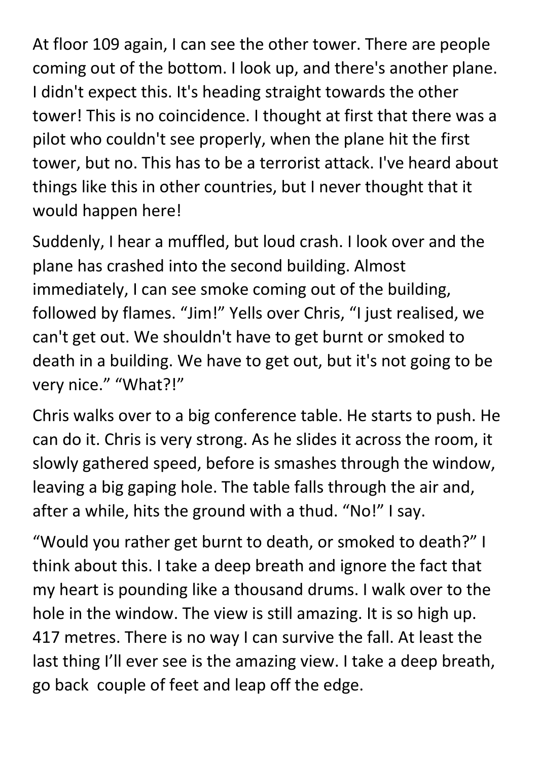At floor 109 again, I can see the other tower. There are people coming out of the bottom. I look up, and there's another plane. I didn't expect this. It's heading straight towards the other tower! This is no coincidence. I thought at first that there was a pilot who couldn't see properly, when the plane hit the first tower, but no. This has to be a terrorist attack. I've heard about things like this in other countries, but I never thought that it would happen here!

Suddenly, I hear a muffled, but loud crash. I look over and the plane has crashed into the second building. Almost immediately, I can see smoke coming out of the building, followed by flames. “Jim!” Yells over Chris, “I just realised, we can't get out. We shouldn't have to get burnt or smoked to death in a building. We have to get out, but it's not going to be very nice.” “What?!”

Chris walks over to a big conference table. He starts to push. He can do it. Chris is very strong. As he slides it across the room, it slowly gathered speed, before is smashes through the window, leaving a big gaping hole. The table falls through the air and, after a while, hits the ground with a thud. “No!” I say.

“Would you rather get burnt to death, or smoked to death?” I think about this. I take a deep breath and ignore the fact that my heart is pounding like a thousand drums. I walk over to the hole in the window. The view is still amazing. It is so high up. 417 metres. There is no way I can survive the fall. At least the last thing I’ll ever see is the amazing view. I take a deep breath, go back  couple of feet and leap off the edge.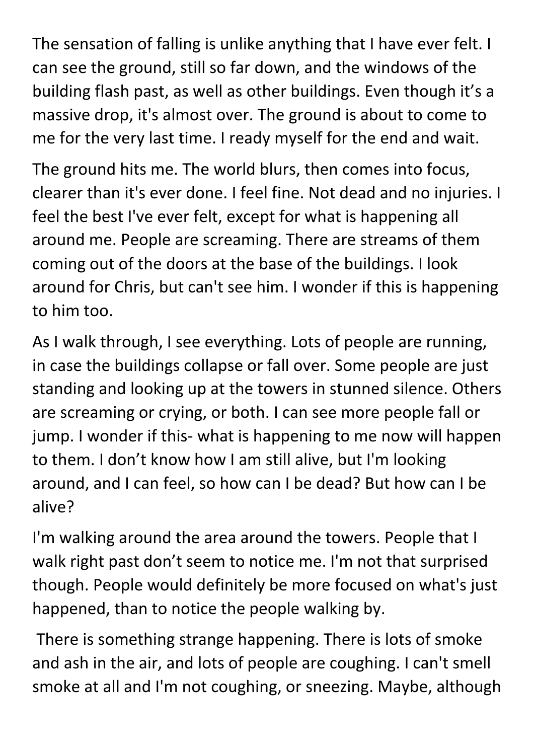The sensation of falling is unlike anything that I have ever felt. I can see the ground, still so far down, and the windows of the building flash past, as well as other buildings. Even though it's a massive drop, it's almost over. The ground is about to come to me for the very last time. I ready myself for the end and wait.

The ground hits me. The world blurs, then comes into focus, clearer than it's ever done. I feel fine. Not dead and no injuries. I feel the best I've ever felt, except for what is happening all around me. People are screaming. There are streams of them coming out of the doors at the base of the buildings. I look around for Chris, but can't see him. I wonder if this is happening to him too.

As I walk through, I see everything. Lots of people are running, in case the buildings collapse or fall over. Some people are just standing and looking up at the towers in stunned silence. Others are screaming or crying, or both. I can see more people fall or jump. I wonder if this- what is happening to me now will happen to them. I don't know how I am still alive, but I'm looking around, and I can feel, so how can I be dead? But how can I be alive?

I'm walking around the area around the towers. People that I walk right past don't seem to notice me. I'm not that surprised though. People would definitely be more focused on what's just happened, than to notice the people walking by.

There is something strange happening. There is lots of smoke and ash in the air, and lots of people are coughing. I can't smell smoke at all and I'm not coughing, or sneezing. Maybe, although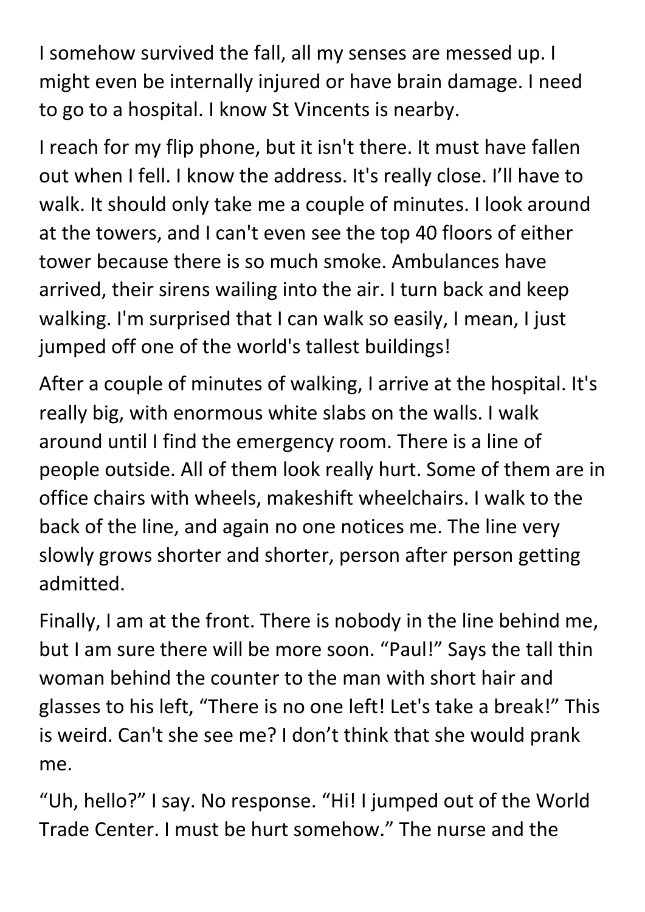I somehow survived the fall, all my senses are messed up. I might even be internally injured or have brain damage. I need to go to a hospital. I know St Vincents is nearby.

I reach for my flip phone, but it isn't there. It must have fallen out when I fell. I know the address. It's really close. I'll have to walk. It should only take me a couple of minutes. I look around at the towers, and I can't even see the top 40 floors of either tower because there is so much smoke. Ambulances have arrived, their sirens wailing into the air. I turn back and keep walking. I'm surprised that I can walk so easily, I mean, I just jumped off one of the world's tallest buildings!

After a couple of minutes of walking, I arrive at the hospital. It's really big, with enormous white slabs on the walls. I walk around until I find the emergency room. There is a line of people outside. All of them look really hurt. Some of them are in office chairs with wheels, makeshift wheelchairs. I walk to the back of the line, and again no one notices me. The line very slowly grows shorter and shorter, person after person getting admitted.

Finally, I am at the front. There is nobody in the line behind me, but I am sure there will be more soon. "Paul!" Says the tall thin woman behind the counter to the man with short hair and glasses to his left, "There is no one left! Let's take a break!" This is weird. Can't she see me? I don't think that she would prank me.

"Uh, hello?" I say. No response. "Hi! I jumped out of the World Trade Center. I must be hurt somehow." The nurse and the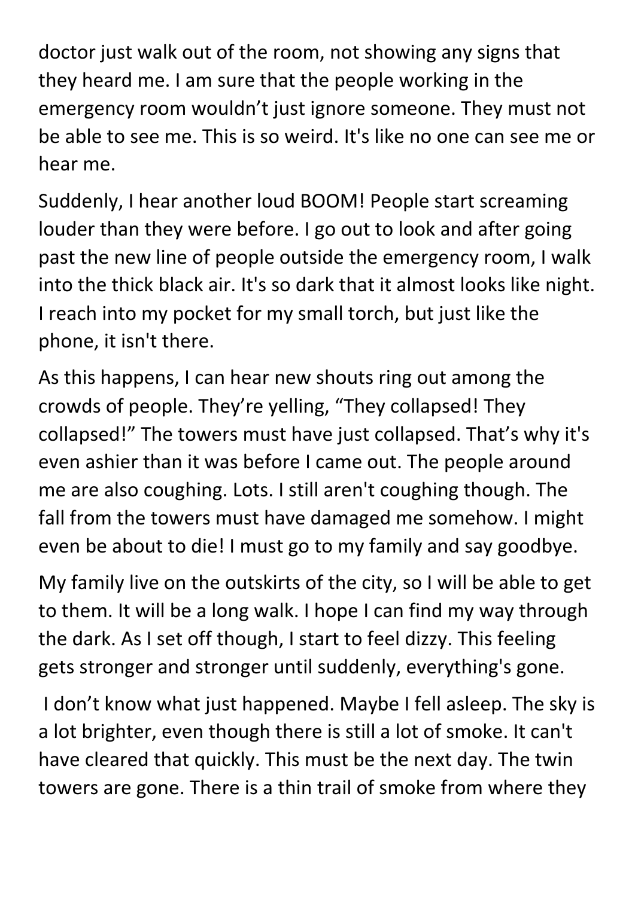doctor just walk out of the room, not showing any signs that they heard me. I am sure that the people working in the emergency room wouldn't just ignore someone. They must not be able to see me. This is so weird. It's like no one can see me or hear me.

Suddenly, I hear another loud BOOM! People start screaming louder than they were before. I go out to look and after going past the new line of people outside the emergency room, I walk into the thick black air. It's so dark that it almost looks like night. I reach into my pocket for my small torch, but just like the phone, it isn't there.

As this happens, I can hear new shouts ring out among the crowds of people. They're yelling, "They collapsed! They collapsed!" The towers must have just collapsed. That's why it's even ashier than it was before I came out. The people around me are also coughing. Lots. I still aren't coughing though. The fall from the towers must have damaged me somehow. I might even be about to die! I must go to my family and say goodbye.

My family live on the outskirts of the city, so I will be able to get to them. It will be a long walk. I hope I can find my way through the dark. As I set off though, I start to feel dizzy. This feeling gets stronger and stronger until suddenly, everything's gone.

I don't know what just happened. Maybe I fell asleep. The sky is a lot brighter, even though there is still a lot of smoke. It can't have cleared that quickly. This must be the next day. The twin towers are gone. There is a thin trail of smoke from where they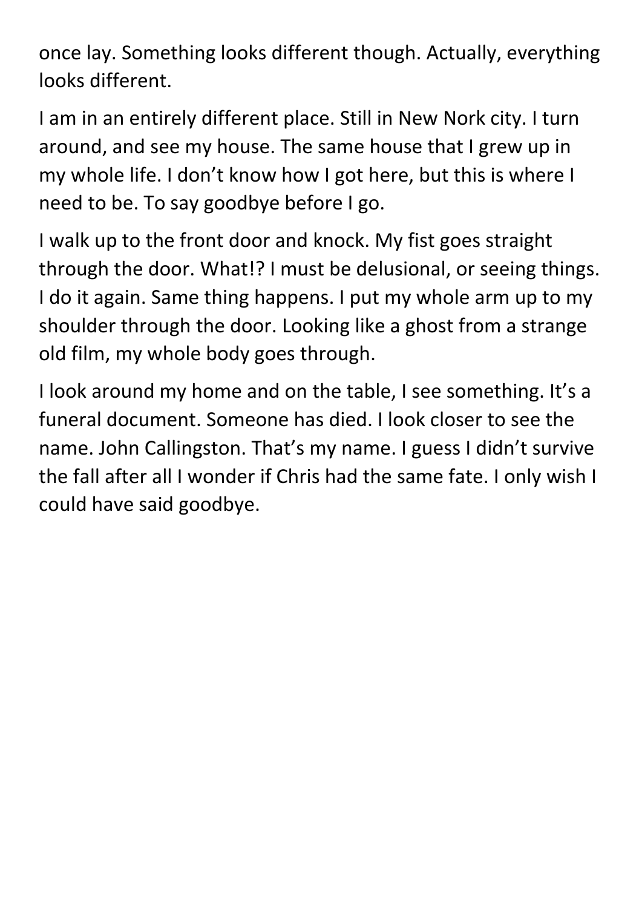once lay. Something looks different though. Actually, everything looks different.

I am in an entirely different place. Still in New Nork city. I turn around, and see my house. The same house that I grew up in my whole life. I don't know how I got here, but this is where I need to be. To say goodbye before I go.

I walk up to the front door and knock. My fist goes straight through the door. What!? I must be delusional, or seeing things. I do it again. Same thing happens. I put my whole arm up to my shoulder through the door. Looking like a ghost from a strange old film, my whole body goes through.

I look around my home and on the table, I see something. It's a funeral document. Someone has died. I look closer to see the name. John Callingston. That's my name. I guess I didn't survive the fall after all I wonder if Chris had the same fate. I only wish I could have said goodbye.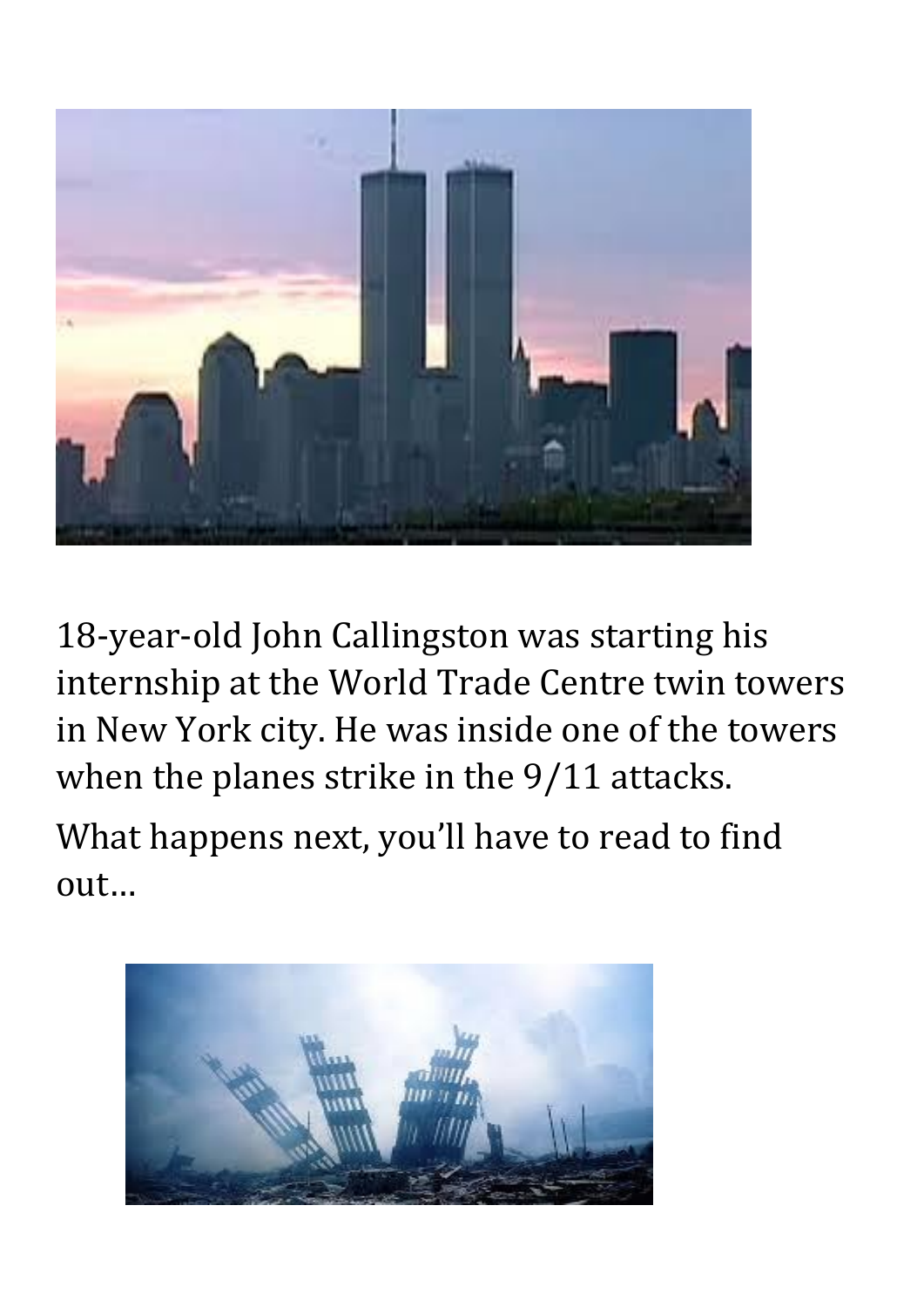18-year-old John Callingston was starting his internship at the World Trade Centre twin towers in New York city. He was inside one of the towers when the planes strike in the 9/11 attacks.

What happens next, you'll have to read to find out…